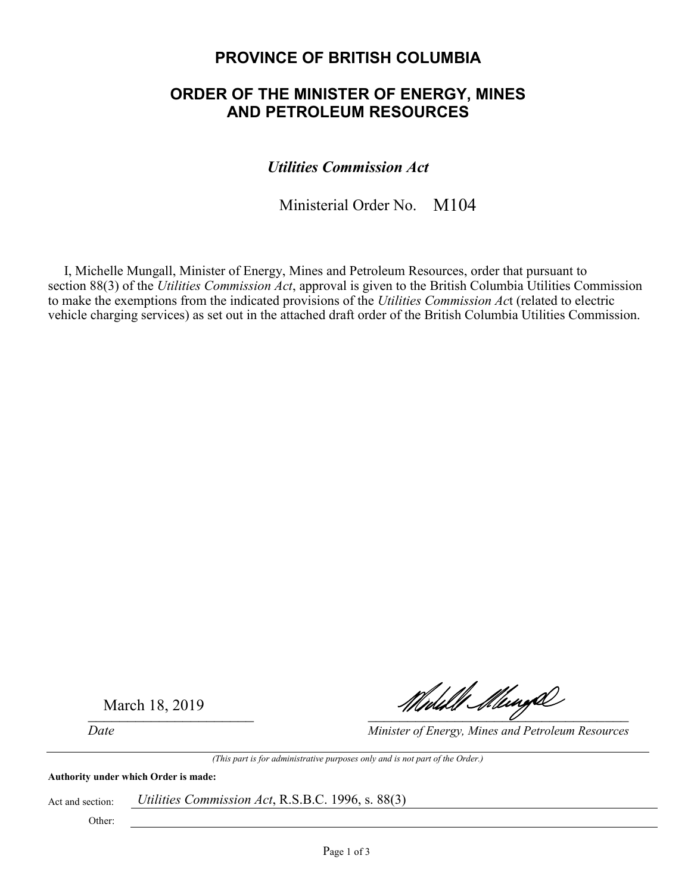# PROVINCE OF BRITISH COLUMBIA

## ORDER OF THE MINISTER OF ENERGY, MINES AND PETROLEUM RESOURCES

### *Utilities Commission Act*

Ministerial Order No. M104

I, Michelle Mungall, Minister of Energy, Mines and Petroleum Resources, order that pursuant to section 88(3) of the *Utilities Commission Act*, approval is given to the British Columbia Utilities Commission to make the exemptions from the indicated provisions of the *Utilities Commission Act* (related to electric vehicle charging services) as set out in the attached draft order of the British Columbia Utilities Commission.

March 18, 2019

*Date*

*Minister of Energy, Mines and Petroleum Resources*

*(This part is for administrative purposes only and is not part of the Order.)*

**Authority under which Order is made:**

Act and section: *Utilities Commission Act*, R.S.B.C. 1996, s. 88(3)

Other: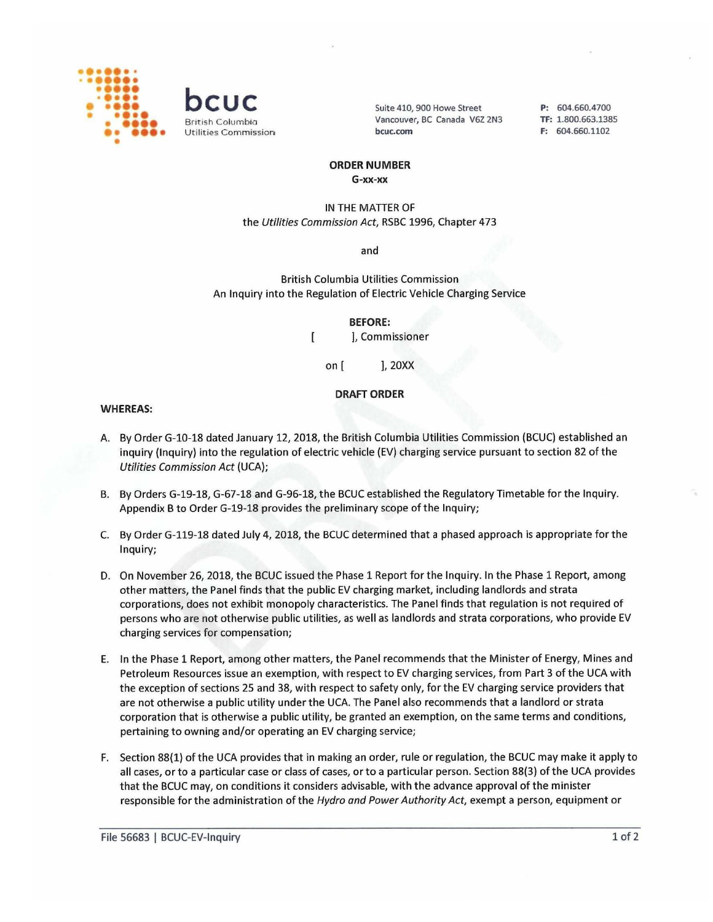bcuc
British Columbia Utilities Commission

Suite 410, 900 Howe Street
Vancouver, BC Canada V6Z 2N3
bcuc.com

P: 604.660.4700
TF: 1.800.663.1385
F: 604.660.1102

**ORDER NUMBER**
**G-xx-xx**

IN THE MATTER OF
the *Utilities Commission Act*, RSBC 1996, Chapter 473

and

British Columbia Utilities Commission
An Inquiry into the Regulation of Electric Vehicle Charging Service

**BEFORE:**
[ ], Commissioner

on [ ], 20XX

**DRAFT ORDER**

**WHEREAS:**

A. By Order G-10-18 dated January 12, 2018, the British Columbia Utilities Commission (BCUC) established an inquiry (Inquiry) into the regulation of electric vehicle (EV) charging service pursuant to section 82 of the *Utilities Commission Act* (UCA);

B. By Orders G-19-18, G-67-18 and G-96-18, the BCUC established the Regulatory Timetable for the Inquiry. Appendix B to Order G-19-18 provides the preliminary scope of the Inquiry;

C. By Order G-119-18 dated July 4, 2018, the BCUC determined that a phased approach is appropriate for the Inquiry;

D. On November 26, 2018, the BCUC issued the Phase 1 Report for the Inquiry. In the Phase 1 Report, among other matters, the Panel finds that the public EV charging market, including landlords and strata corporations, does not exhibit monopoly characteristics. The Panel finds that regulation is not required of persons who are not otherwise public utilities, as well as landlords and strata corporations, who provide EV charging services for compensation;

E. In the Phase 1 Report, among other matters, the Panel recommends that the Minister of Energy, Mines and Petroleum Resources issue an exemption, with respect to EV charging services, from Part 3 of the UCA with the exception of sections 25 and 38, with respect to safety only, for the EV charging service providers that are not otherwise a public utility under the UCA. The Panel also recommends that a landlord or strata corporation that is otherwise a public utility, be granted an exemption, on the same terms and conditions, pertaining to owning and/or operating an EV charging service;

F. Section 88(1) of the UCA provides that in making an order, rule or regulation, the BCUC may make it apply to all cases, or to a particular case or class of cases, or to a particular person. Section 88(3) of the UCA provides that the BCUC may, on conditions it considers advisable, with the advance approval of the minister responsible for the administration of the *Hydro and Power Authority Act*, exempt a person, equipment or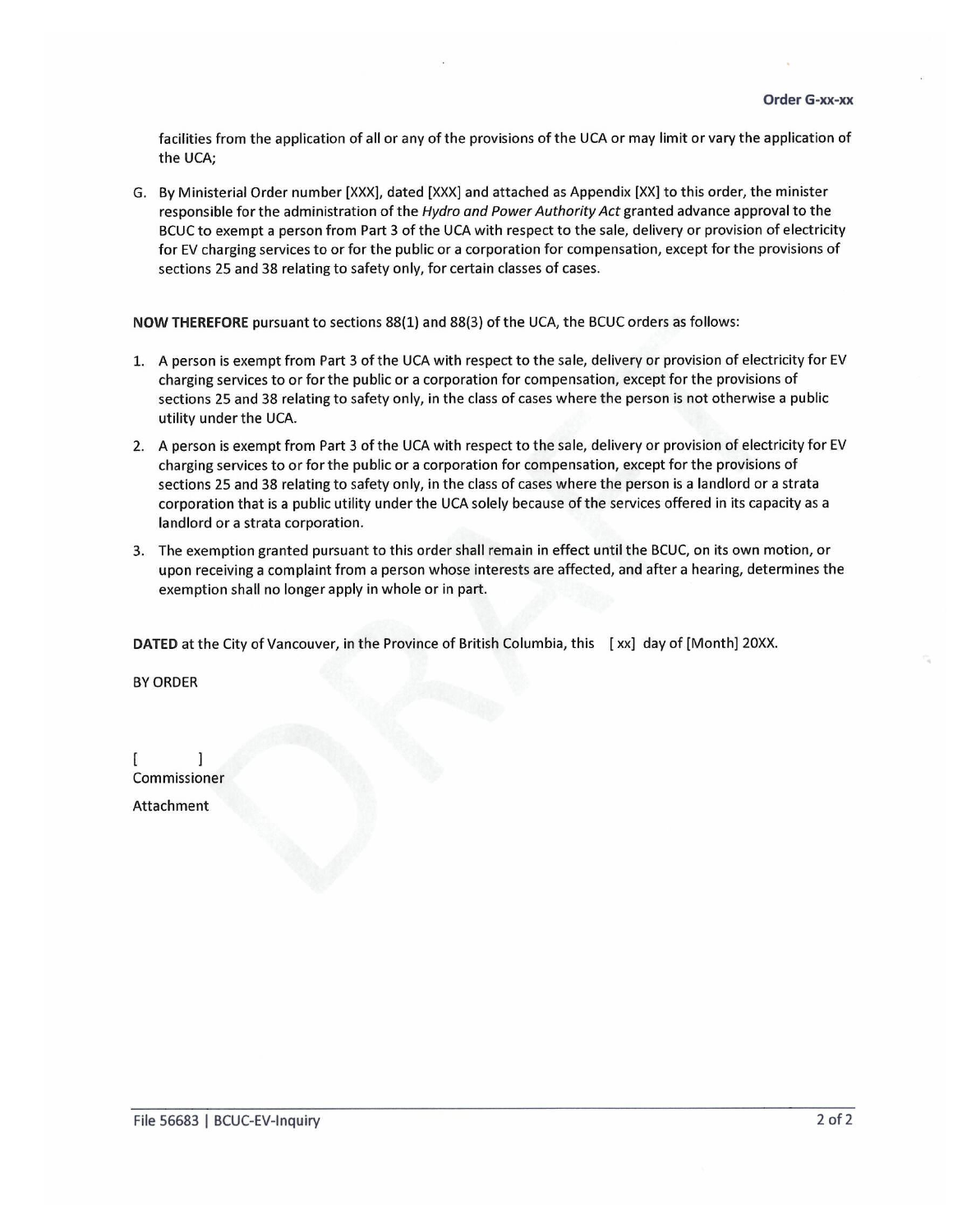facilities from the application of all or any of the provisions of the UCA or may limit or vary the application of the UCA;

G. By Ministerial Order number [XXX], dated [XXX] and attached as Appendix [XX] to this order, the minister responsible for the administration of the *Hydro and Power Authority Act* granted advance approval to the BCUC to exempt a person from Part 3 of the UCA with respect to the sale, delivery or provision of electricity for EV charging services to or for the public or a corporation for compensation, except for the provisions of sections 25 and 38 relating to safety only, for certain classes of cases.

**NOW THEREFORE** pursuant to sections 88(1) and 88(3) of the UCA, the BCUC orders as follows:

1. A person is exempt from Part 3 of the UCA with respect to the sale, delivery or provision of electricity for EV charging services to or for the public or a corporation for compensation, except for the provisions of sections 25 and 38 relating to safety only, in the class of cases where the person is not otherwise a public utility under the UCA.
2. A person is exempt from Part 3 of the UCA with respect to the sale, delivery or provision of electricity for EV charging services to or for the public or a corporation for compensation, except for the provisions of sections 25 and 38 relating to safety only, in the class of cases where the person is a landlord or a strata corporation that is a public utility under the UCA solely because of the services offered in its capacity as a landlord or a strata corporation.
3. The exemption granted pursuant to this order shall remain in effect until the BCUC, on its own motion, or upon receiving a complaint from a person whose interests are affected, and after a hearing, determines the exemption shall no longer apply in whole or in part.

**DATED** at the City of Vancouver, in the Province of British Columbia, this [ xx] day of [Month] 20XX.

BY ORDER

[ ]
Commissioner

Attachment